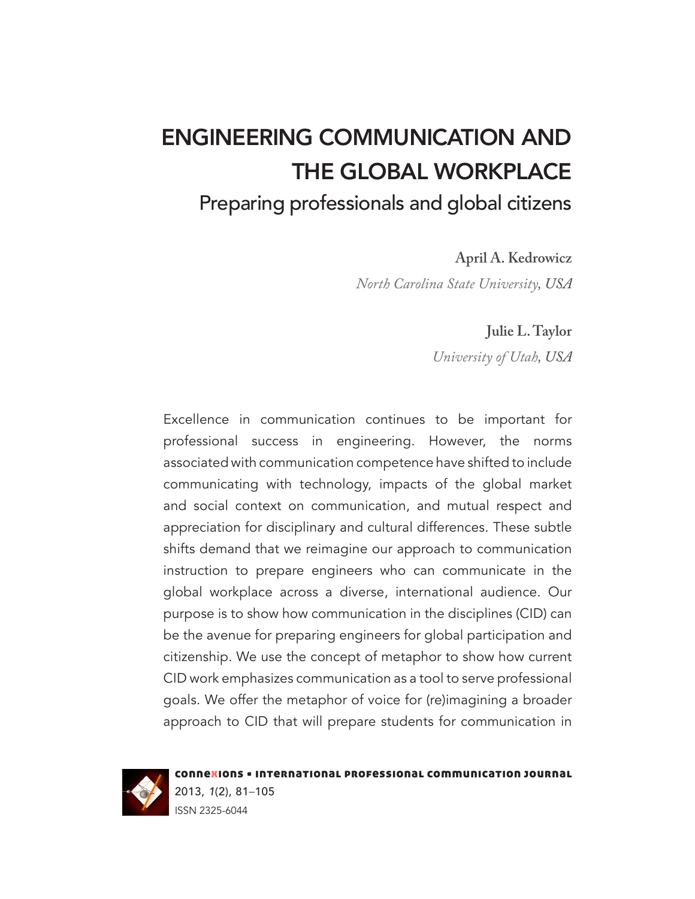# ENGINEERING COMMUNICATION AND THE GLOBAL WORKPLACE

## Preparing professionals and global citizens

**April A. Kedrowicz**

*North Carolina State University, USA*

**Julie L. Taylor**

*University of Utah, USA*

Excellence in communication continues to be important for professional success in engineering. However, the norms associated with communication competence have shifted to include communicating with technology, impacts of the global market and social context on communication, and mutual respect and appreciation for disciplinary and cultural differences. These subtle shifts demand that we reimagine our approach to communication instruction to prepare engineers who can communicate in the global workplace across a diverse, international audience. Our purpose is to show how communication in the disciplines (CID) can be the avenue for preparing engineers for global participation and citizenship. We use the concept of metaphor to show how current CID work emphasizes communication as a tool to serve professional goals. We offer the metaphor of voice for (re)imagining a broader approach to CID that will prepare students for communication in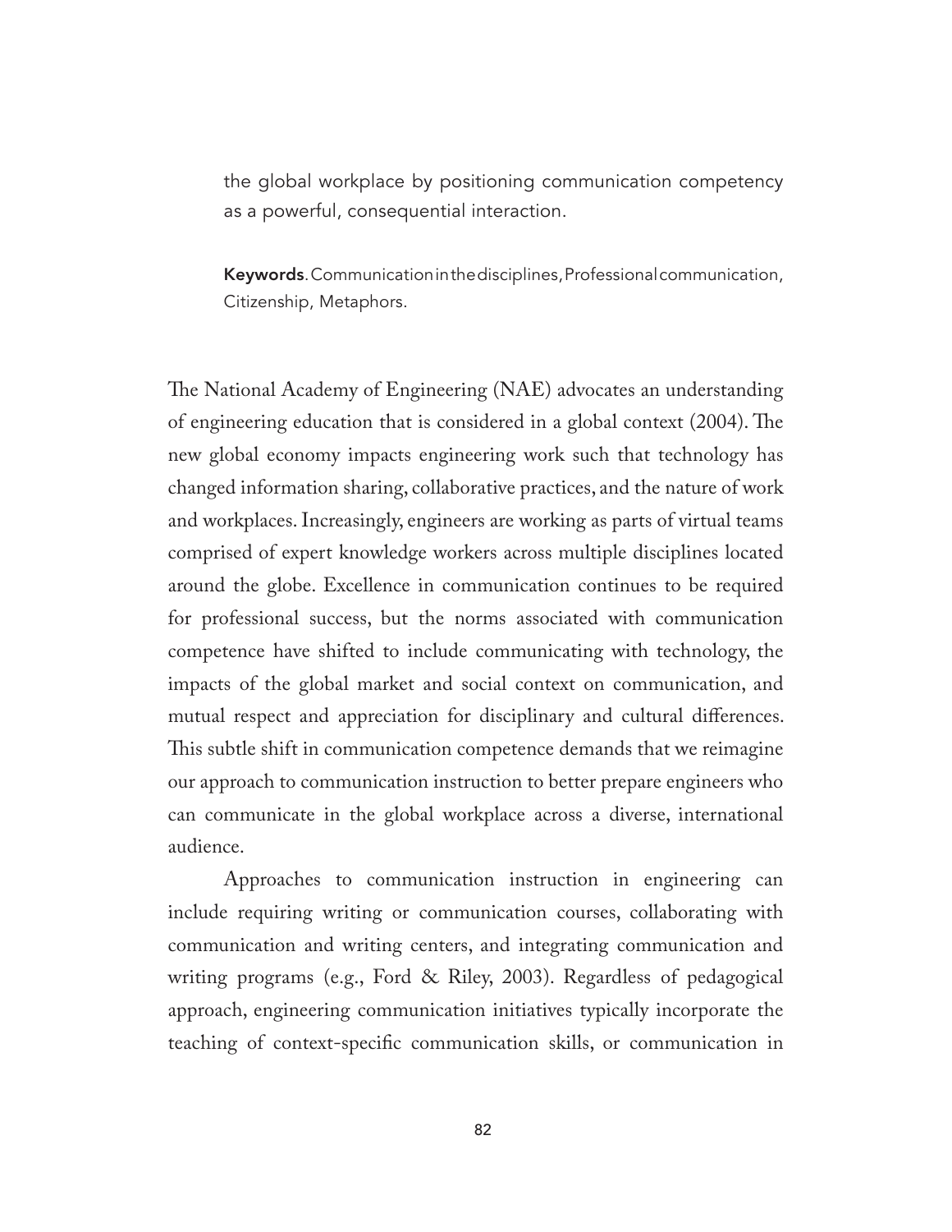the global workplace by positioning communication competency as a powerful, consequential interaction.

**Keywords**. Communication in the disciplines, Professional communication, Citizenship, Metaphors.

The National Academy of Engineering (NAE) advocates an understanding of engineering education that is considered in a global context (2004). The new global economy impacts engineering work such that technology has changed information sharing, collaborative practices, and the nature of work and workplaces. Increasingly, engineers are working as parts of virtual teams comprised of expert knowledge workers across multiple disciplines located around the globe. Excellence in communication continues to be required for professional success, but the norms associated with communication competence have shifted to include communicating with technology, the impacts of the global market and social context on communication, and mutual respect and appreciation for disciplinary and cultural differences. This subtle shift in communication competence demands that we reimagine our approach to communication instruction to better prepare engineers who can communicate in the global workplace across a diverse, international audience.

Approaches to communication instruction in engineering can include requiring writing or communication courses, collaborating with communication and writing centers, and integrating communication and writing programs (e.g., Ford & Riley, 2003). Regardless of pedagogical approach, engineering communication initiatives typically incorporate the teaching of context-specific communication skills, or communication in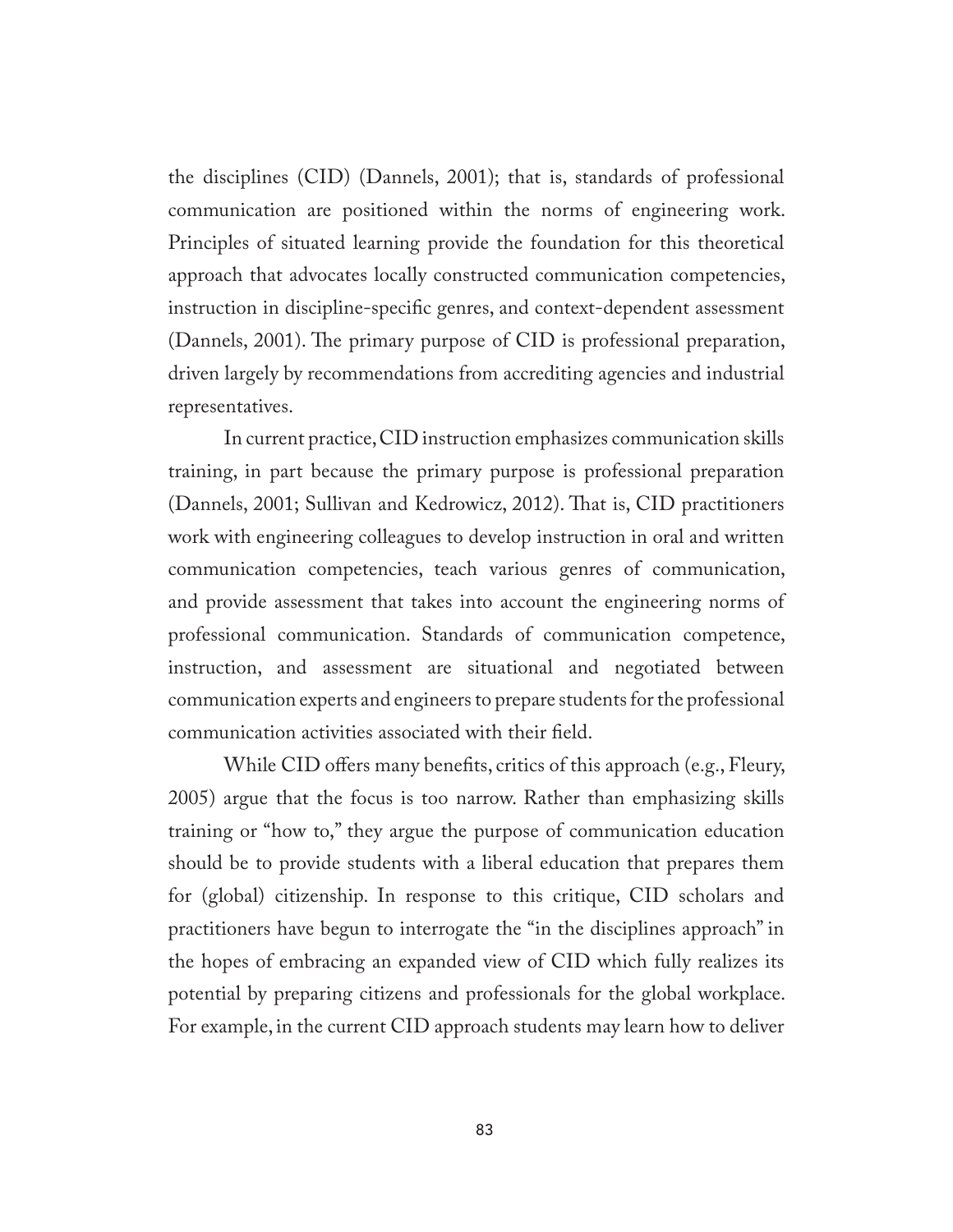the disciplines (CID) (Dannels, 2001); that is, standards of professional communication are positioned within the norms of engineering work. Principles of situated learning provide the foundation for this theoretical approach that advocates locally constructed communication competencies, instruction in discipline-specific genres, and context-dependent assessment (Dannels, 2001). The primary purpose of CID is professional preparation, driven largely by recommendations from accrediting agencies and industrial representatives.

In current practice, CID instruction emphasizes communication skills training, in part because the primary purpose is professional preparation (Dannels, 2001; Sullivan and Kedrowicz, 2012). That is, CID practitioners work with engineering colleagues to develop instruction in oral and written communication competencies, teach various genres of communication, and provide assessment that takes into account the engineering norms of professional communication. Standards of communication competence, instruction, and assessment are situational and negotiated between communication experts and engineers to prepare students for the professional communication activities associated with their field.

While CID offers many benefits, critics of this approach (e.g., Fleury, 2005) argue that the focus is too narrow. Rather than emphasizing skills training or "how to," they argue the purpose of communication education should be to provide students with a liberal education that prepares them for (global) citizenship. In response to this critique, CID scholars and practitioners have begun to interrogate the "in the disciplines approach" in the hopes of embracing an expanded view of CID which fully realizes its potential by preparing citizens and professionals for the global workplace. For example, in the current CID approach students may learn how to deliver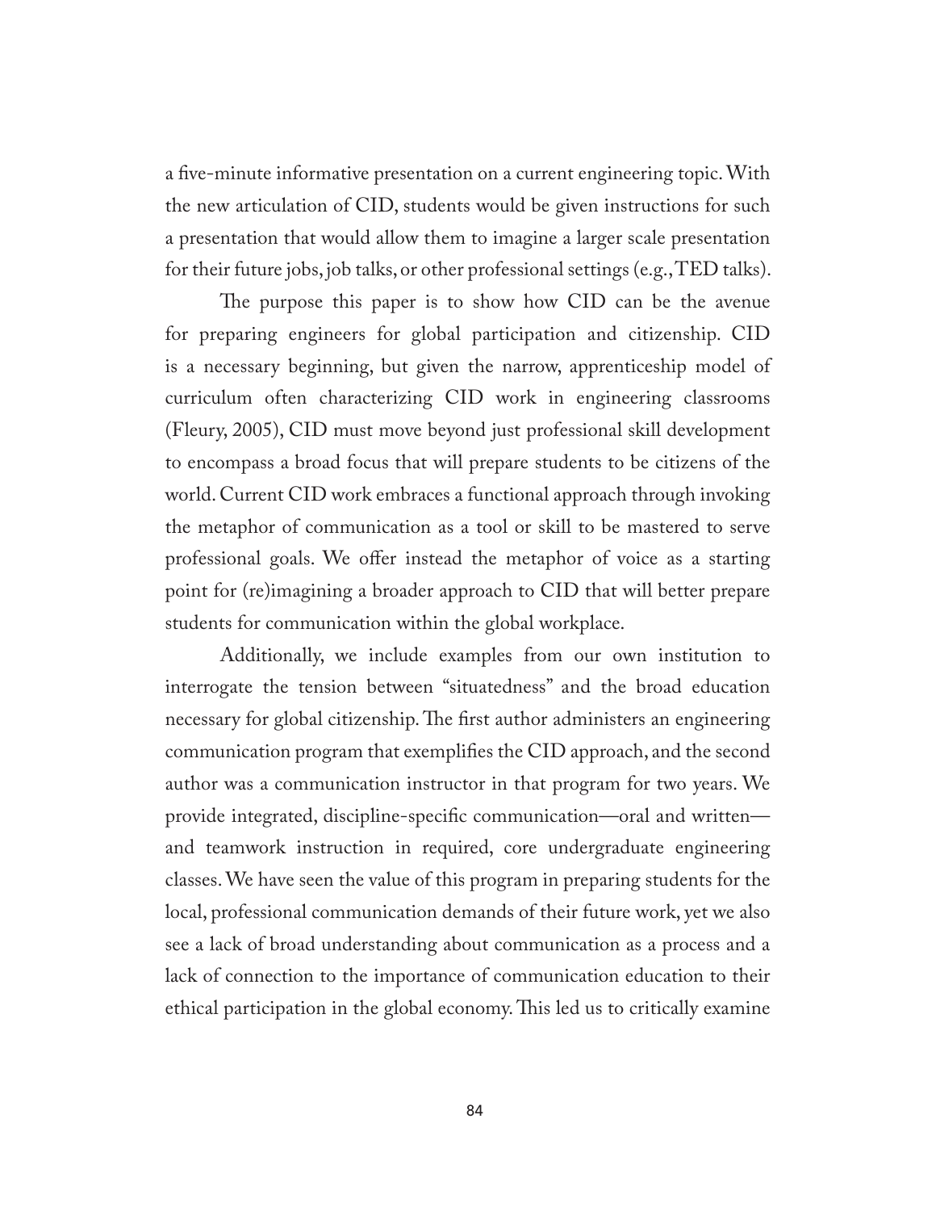a five-minute informative presentation on a current engineering topic. With the new articulation of CID, students would be given instructions for such a presentation that would allow them to imagine a larger scale presentation for their future jobs, job talks, or other professional settings (e.g., TED talks).

The purpose this paper is to show how CID can be the avenue for preparing engineers for global participation and citizenship. CID is a necessary beginning, but given the narrow, apprenticeship model of curriculum often characterizing CID work in engineering classrooms (Fleury, 2005), CID must move beyond just professional skill development to encompass a broad focus that will prepare students to be citizens of the world. Current CID work embraces a functional approach through invoking the metaphor of communication as a tool or skill to be mastered to serve professional goals. We offer instead the metaphor of voice as a starting point for (re)imagining a broader approach to CID that will better prepare students for communication within the global workplace.

Additionally, we include examples from our own institution to interrogate the tension between "situatedness" and the broad education necessary for global citizenship. The first author administers an engineering communication program that exemplifies the CID approach, and the second author was a communication instructor in that program for two years. We provide integrated, discipline-specific communication—oral and written—and teamwork instruction in required, core undergraduate engineering classes. We have seen the value of this program in preparing students for the local, professional communication demands of their future work, yet we also see a lack of broad understanding about communication as a process and a lack of connection to the importance of communication education to their ethical participation in the global economy. This led us to critically examine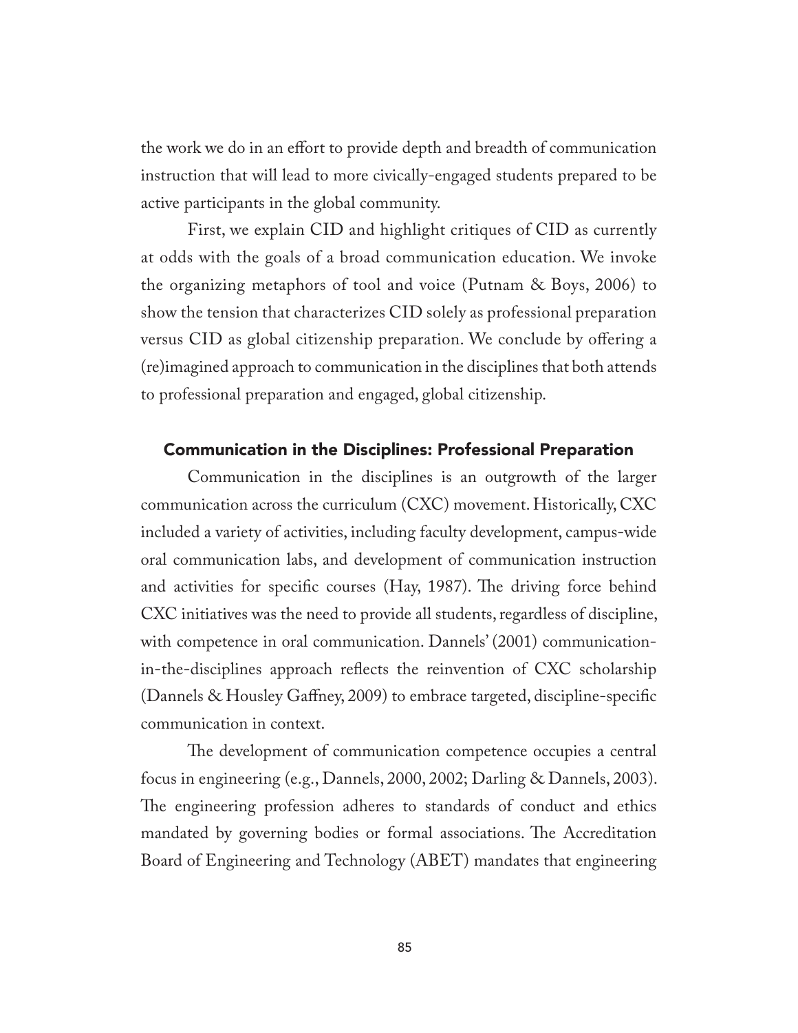the work we do in an effort to provide depth and breadth of communication instruction that will lead to more civically-engaged students prepared to be active participants in the global community.

First, we explain CID and highlight critiques of CID as currently at odds with the goals of a broad communication education. We invoke the organizing metaphors of tool and voice (Putnam & Boys, 2006) to show the tension that characterizes CID solely as professional preparation versus CID as global citizenship preparation. We conclude by offering a (re)imagined approach to communication in the disciplines that both attends to professional preparation and engaged, global citizenship.

## Communication in the Disciplines: Professional Preparation

Communication in the disciplines is an outgrowth of the larger communication across the curriculum (CXC) movement. Historically, CXC included a variety of activities, including faculty development, campus-wide oral communication labs, and development of communication instruction and activities for specific courses (Hay, 1987). The driving force behind CXC initiatives was the need to provide all students, regardless of discipline, with competence in oral communication. Dannels' (2001) communication-in-the-disciplines approach reflects the reinvention of CXC scholarship (Dannels & Housley Gaffney, 2009) to embrace targeted, discipline-specific communication in context.

The development of communication competence occupies a central focus in engineering (e.g., Dannels, 2000, 2002; Darling & Dannels, 2003). The engineering profession adheres to standards of conduct and ethics mandated by governing bodies or formal associations. The Accreditation Board of Engineering and Technology (ABET) mandates that engineering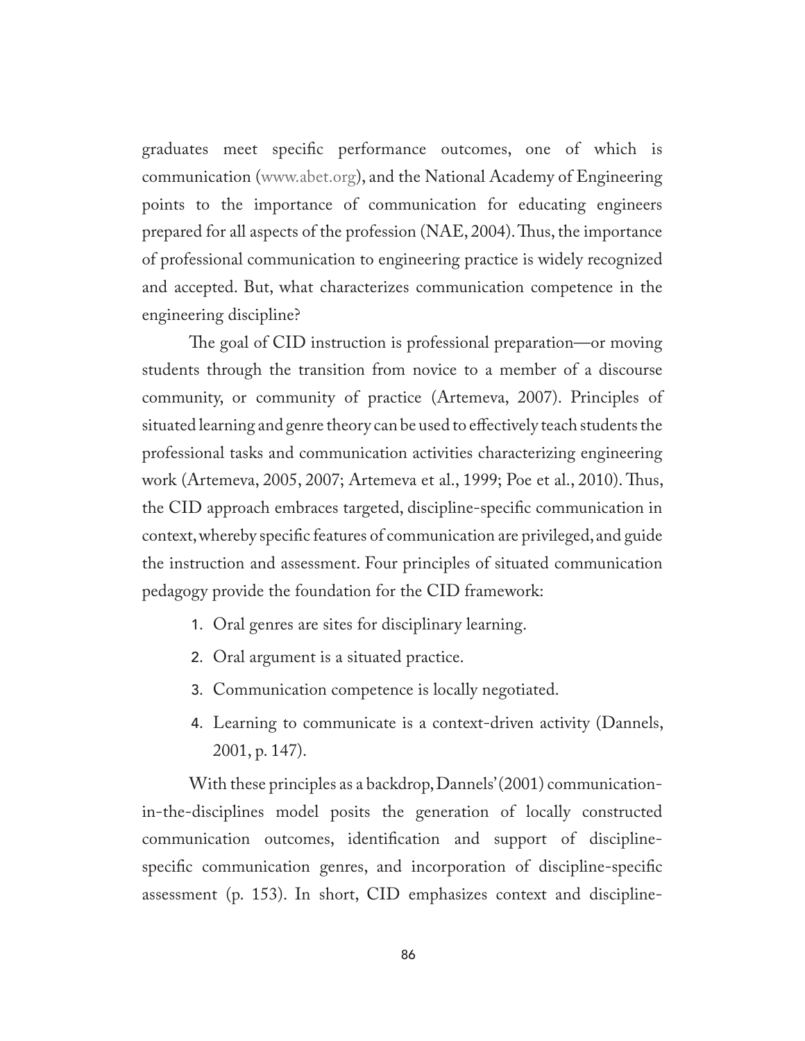graduates meet specific performance outcomes, one of which is communication (www.abet.org), and the National Academy of Engineering points to the importance of communication for educating engineers prepared for all aspects of the profession (NAE, 2004). Thus, the importance of professional communication to engineering practice is widely recognized and accepted. But, what characterizes communication competence in the engineering discipline?

The goal of CID instruction is professional preparation—or moving students through the transition from novice to a member of a discourse community, or community of practice (Artemeva, 2007). Principles of situated learning and genre theory can be used to effectively teach students the professional tasks and communication activities characterizing engineering work (Artemeva, 2005, 2007; Artemeva et al., 1999; Poe et al., 2010). Thus, the CID approach embraces targeted, discipline-specific communication in context, whereby specific features of communication are privileged, and guide the instruction and assessment. Four principles of situated communication pedagogy provide the foundation for the CID framework:

1. Oral genres are sites for disciplinary learning.
2. Oral argument is a situated practice.
3. Communication competence is locally negotiated.
4. Learning to communicate is a context-driven activity (Dannels, 2001, p. 147).

With these principles as a backdrop, Dannels' (2001) communication-in-the-disciplines model posits the generation of locally constructed communication outcomes, identification and support of discipline-specific communication genres, and incorporation of discipline-specific assessment (p. 153). In short, CID emphasizes context and discipline-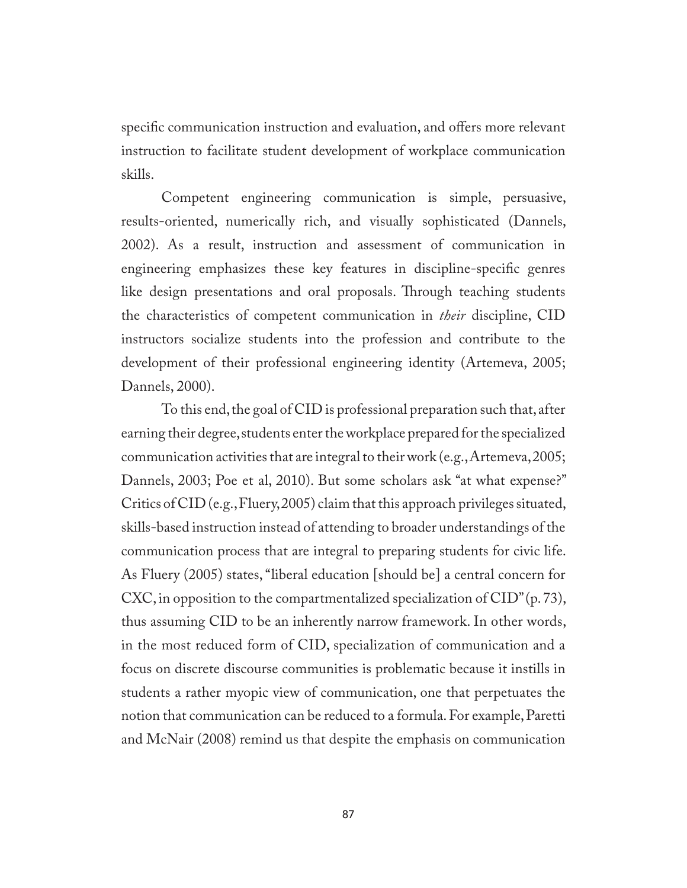specific communication instruction and evaluation, and offers more relevant instruction to facilitate student development of workplace communication skills.

Competent engineering communication is simple, persuasive, results-oriented, numerically rich, and visually sophisticated (Dannels, 2002). As a result, instruction and assessment of communication in engineering emphasizes these key features in discipline-specific genres like design presentations and oral proposals. Through teaching students the characteristics of competent communication in *their* discipline, CID instructors socialize students into the profession and contribute to the development of their professional engineering identity (Artemeva, 2005; Dannels, 2000).

To this end, the goal of CID is professional preparation such that, after earning their degree, students enter the workplace prepared for the specialized communication activities that are integral to their work (e.g., Artemeva, 2005; Dannels, 2003; Poe et al, 2010). But some scholars ask "at what expense?" Critics of CID (e.g., Fluery, 2005) claim that this approach privileges situated, skills-based instruction instead of attending to broader understandings of the communication process that are integral to preparing students for civic life. As Fluery (2005) states, "liberal education [should be] a central concern for CXC, in opposition to the compartmentalized specialization of CID" (p. 73), thus assuming CID to be an inherently narrow framework. In other words, in the most reduced form of CID, specialization of communication and a focus on discrete discourse communities is problematic because it instills in students a rather myopic view of communication, one that perpetuates the notion that communication can be reduced to a formula. For example, Paretti and McNair (2008) remind us that despite the emphasis on communication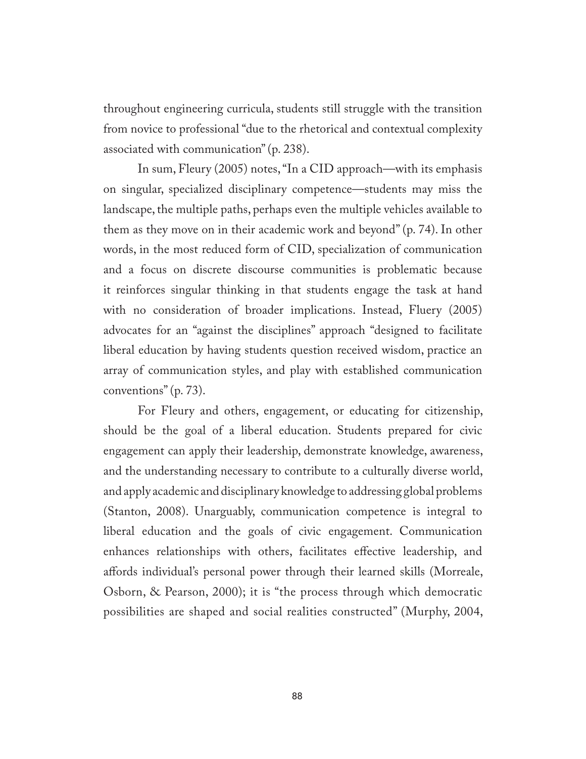throughout engineering curricula, students still struggle with the transition from novice to professional "due to the rhetorical and contextual complexity associated with communication" (p. 238).

In sum, Fleury (2005) notes, "In a CID approach—with its emphasis on singular, specialized disciplinary competence—students may miss the landscape, the multiple paths, perhaps even the multiple vehicles available to them as they move on in their academic work and beyond" (p. 74). In other words, in the most reduced form of CID, specialization of communication and a focus on discrete discourse communities is problematic because it reinforces singular thinking in that students engage the task at hand with no consideration of broader implications. Instead, Fluery (2005) advocates for an "against the disciplines" approach "designed to facilitate liberal education by having students question received wisdom, practice an array of communication styles, and play with established communication conventions" (p. 73).

For Fleury and others, engagement, or educating for citizenship, should be the goal of a liberal education. Students prepared for civic engagement can apply their leadership, demonstrate knowledge, awareness, and the understanding necessary to contribute to a culturally diverse world, and apply academic and disciplinary knowledge to addressing global problems (Stanton, 2008). Unarguably, communication competence is integral to liberal education and the goals of civic engagement. Communication enhances relationships with others, facilitates effective leadership, and affords individual's personal power through their learned skills (Morreale, Osborn, & Pearson, 2000); it is "the process through which democratic possibilities are shaped and social realities constructed" (Murphy, 2004,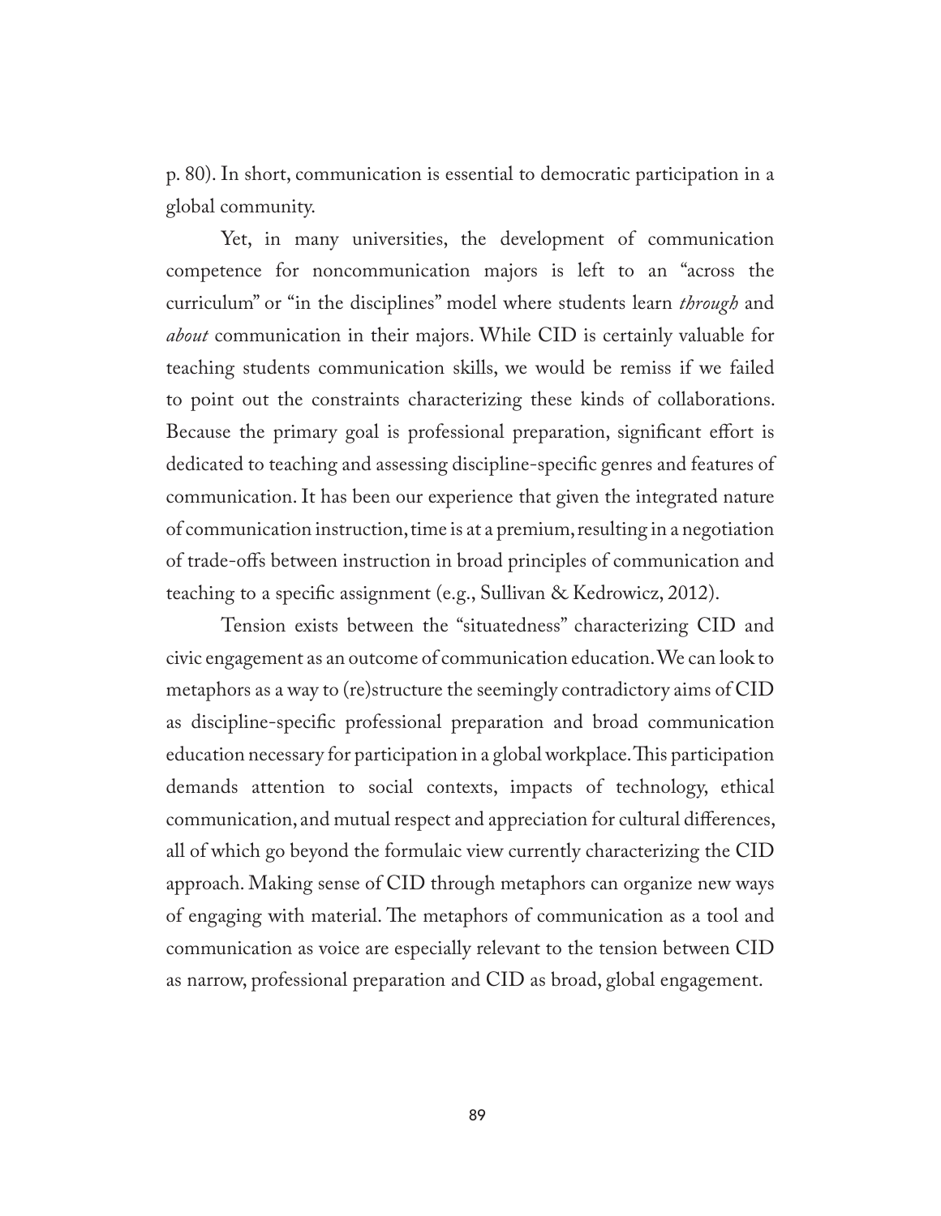p. 80). In short, communication is essential to democratic participation in a global community.

Yet, in many universities, the development of communication competence for noncommunication majors is left to an "across the curriculum" or "in the disciplines" model where students learn *through* and *about* communication in their majors. While CID is certainly valuable for teaching students communication skills, we would be remiss if we failed to point out the constraints characterizing these kinds of collaborations. Because the primary goal is professional preparation, significant effort is dedicated to teaching and assessing discipline-specific genres and features of communication. It has been our experience that given the integrated nature of communication instruction, time is at a premium, resulting in a negotiation of trade-offs between instruction in broad principles of communication and teaching to a specific assignment (e.g., Sullivan & Kedrowicz, 2012).

Tension exists between the "situatedness" characterizing CID and civic engagement as an outcome of communication education. We can look to metaphors as a way to (re)structure the seemingly contradictory aims of CID as discipline-specific professional preparation and broad communication education necessary for participation in a global workplace. This participation demands attention to social contexts, impacts of technology, ethical communication, and mutual respect and appreciation for cultural differences, all of which go beyond the formulaic view currently characterizing the CID approach. Making sense of CID through metaphors can organize new ways of engaging with material. The metaphors of communication as a tool and communication as voice are especially relevant to the tension between CID as narrow, professional preparation and CID as broad, global engagement.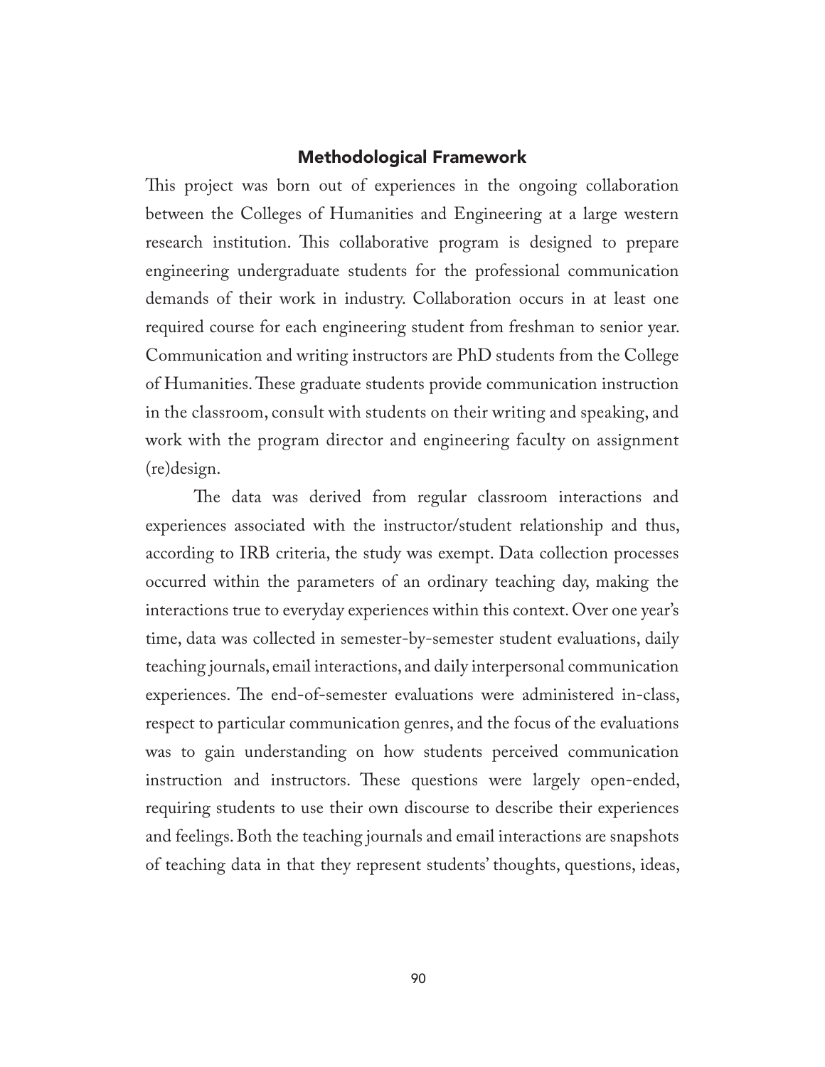## Methodological Framework

This project was born out of experiences in the ongoing collaboration between the Colleges of Humanities and Engineering at a large western research institution. This collaborative program is designed to prepare engineering undergraduate students for the professional communication demands of their work in industry. Collaboration occurs in at least one required course for each engineering student from freshman to senior year. Communication and writing instructors are PhD students from the College of Humanities. These graduate students provide communication instruction in the classroom, consult with students on their writing and speaking, and work with the program director and engineering faculty on assignment (re)design.

The data was derived from regular classroom interactions and experiences associated with the instructor/student relationship and thus, according to IRB criteria, the study was exempt. Data collection processes occurred within the parameters of an ordinary teaching day, making the interactions true to everyday experiences within this context. Over one year's time, data was collected in semester-by-semester student evaluations, daily teaching journals, email interactions, and daily interpersonal communication experiences. The end-of-semester evaluations were administered in-class, respect to particular communication genres, and the focus of the evaluations was to gain understanding on how students perceived communication instruction and instructors. These questions were largely open-ended, requiring students to use their own discourse to describe their experiences and feelings. Both the teaching journals and email interactions are snapshots of teaching data in that they represent students' thoughts, questions, ideas,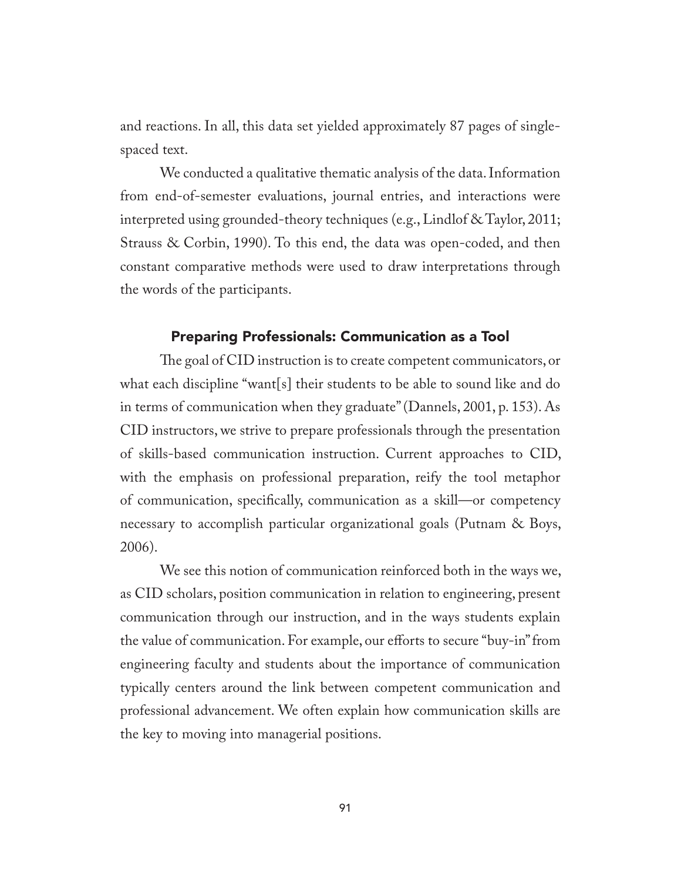and reactions. In all, this data set yielded approximately 87 pages of single-spaced text.

We conducted a qualitative thematic analysis of the data. Information from end-of-semester evaluations, journal entries, and interactions were interpreted using grounded-theory techniques (e.g., Lindlof & Taylor, 2011; Strauss & Corbin, 1990). To this end, the data was open-coded, and then constant comparative methods were used to draw interpretations through the words of the participants.

## Preparing Professionals: Communication as a Tool

The goal of CID instruction is to create competent communicators, or what each discipline "want[s] their students to be able to sound like and do in terms of communication when they graduate" (Dannels, 2001, p. 153). As CID instructors, we strive to prepare professionals through the presentation of skills-based communication instruction. Current approaches to CID, with the emphasis on professional preparation, reify the tool metaphor of communication, specifically, communication as a skill—or competency necessary to accomplish particular organizational goals (Putnam & Boys, 2006).

We see this notion of communication reinforced both in the ways we, as CID scholars, position communication in relation to engineering, present communication through our instruction, and in the ways students explain the value of communication. For example, our efforts to secure "buy-in" from engineering faculty and students about the importance of communication typically centers around the link between competent communication and professional advancement. We often explain how communication skills are the key to moving into managerial positions.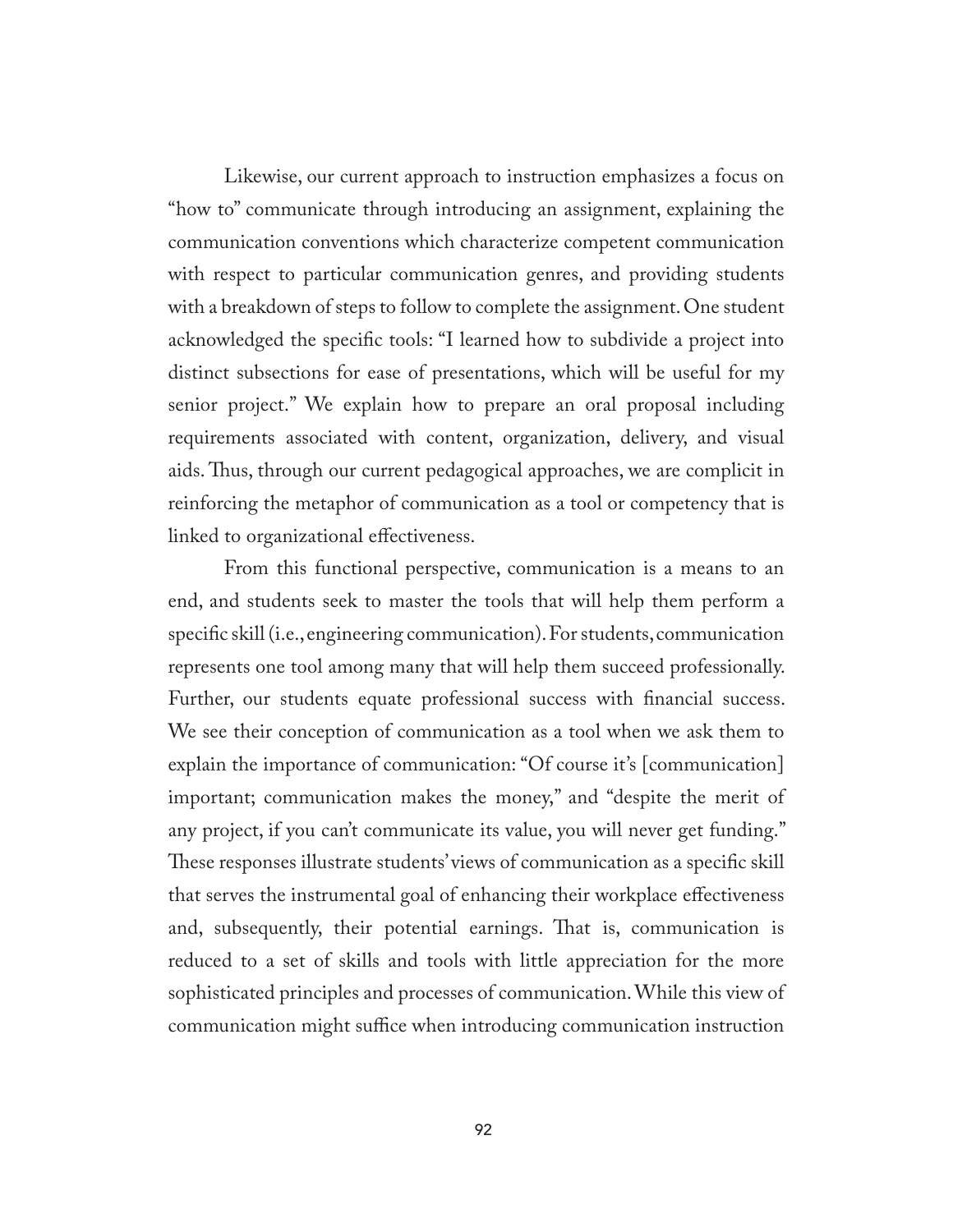Likewise, our current approach to instruction emphasizes a focus on "how to" communicate through introducing an assignment, explaining the communication conventions which characterize competent communication with respect to particular communication genres, and providing students with a breakdown of steps to follow to complete the assignment. One student acknowledged the specific tools: "I learned how to subdivide a project into distinct subsections for ease of presentations, which will be useful for my senior project." We explain how to prepare an oral proposal including requirements associated with content, organization, delivery, and visual aids. Thus, through our current pedagogical approaches, we are complicit in reinforcing the metaphor of communication as a tool or competency that is linked to organizational effectiveness.

From this functional perspective, communication is a means to an end, and students seek to master the tools that will help them perform a specific skill (i.e., engineering communication). For students, communication represents one tool among many that will help them succeed professionally. Further, our students equate professional success with financial success. We see their conception of communication as a tool when we ask them to explain the importance of communication: "Of course it's [communication] important; communication makes the money," and "despite the merit of any project, if you can't communicate its value, you will never get funding." These responses illustrate students' views of communication as a specific skill that serves the instrumental goal of enhancing their workplace effectiveness and, subsequently, their potential earnings. That is, communication is reduced to a set of skills and tools with little appreciation for the more sophisticated principles and processes of communication. While this view of communication might suffice when introducing communication instruction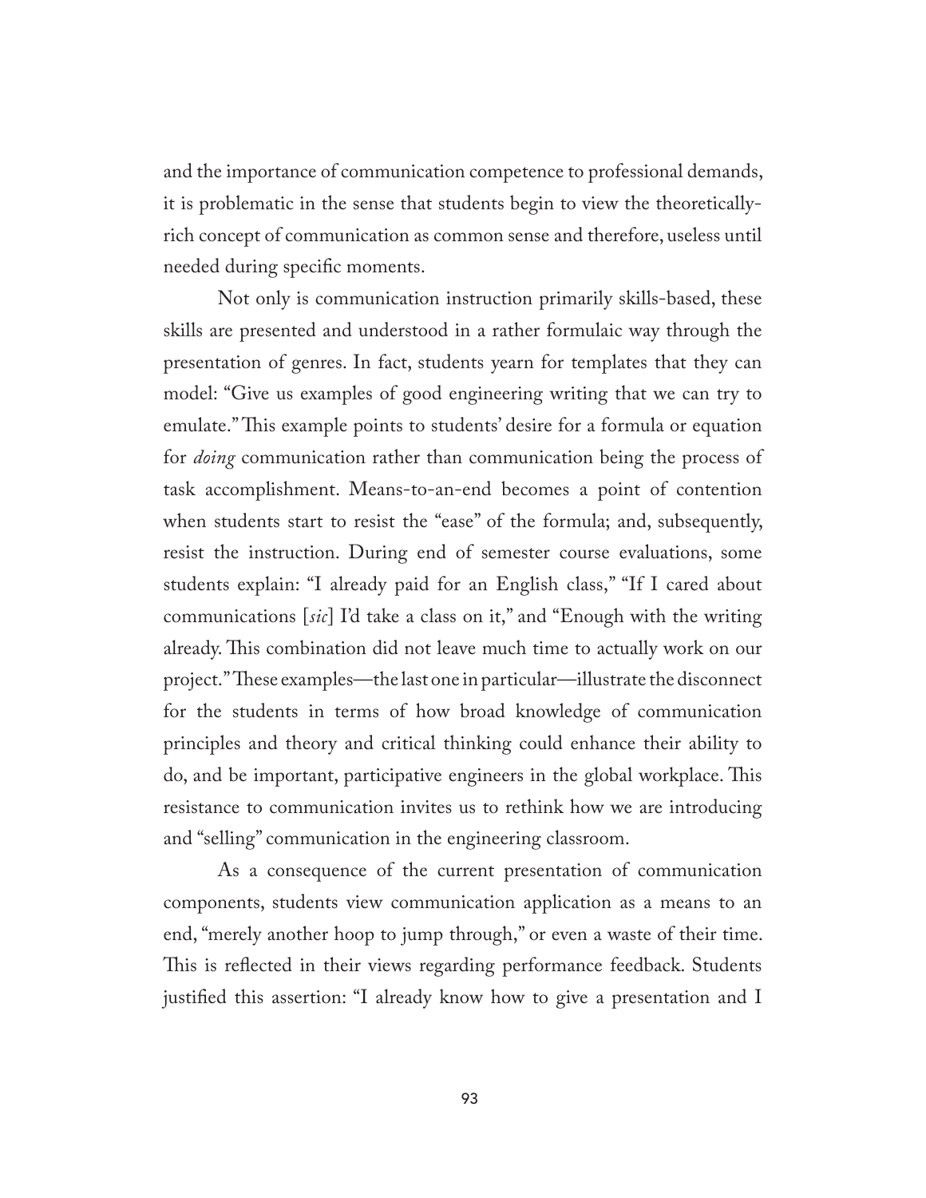and the importance of communication competence to professional demands, it is problematic in the sense that students begin to view the theoretically-rich concept of communication as common sense and therefore, useless until needed during specific moments.

Not only is communication instruction primarily skills-based, these skills are presented and understood in a rather formulaic way through the presentation of genres. In fact, students yearn for templates that they can model: "Give us examples of good engineering writing that we can try to emulate." This example points to students' desire for a formula or equation for *doing* communication rather than communication being the process of task accomplishment. Means-to-an-end becomes a point of contention when students start to resist the "ease" of the formula; and, subsequently, resist the instruction. During end of semester course evaluations, some students explain: "I already paid for an English class," "If I cared about communications [*sic*] I'd take a class on it," and "Enough with the writing already. This combination did not leave much time to actually work on our project." These examples—the last one in particular—illustrate the disconnect for the students in terms of how broad knowledge of communication principles and theory and critical thinking could enhance their ability to do, and be important, participative engineers in the global workplace. This resistance to communication invites us to rethink how we are introducing and "selling" communication in the engineering classroom.

As a consequence of the current presentation of communication components, students view communication application as a means to an end, "merely another hoop to jump through," or even a waste of their time. This is reflected in their views regarding performance feedback. Students justified this assertion: "I already know how to give a presentation and I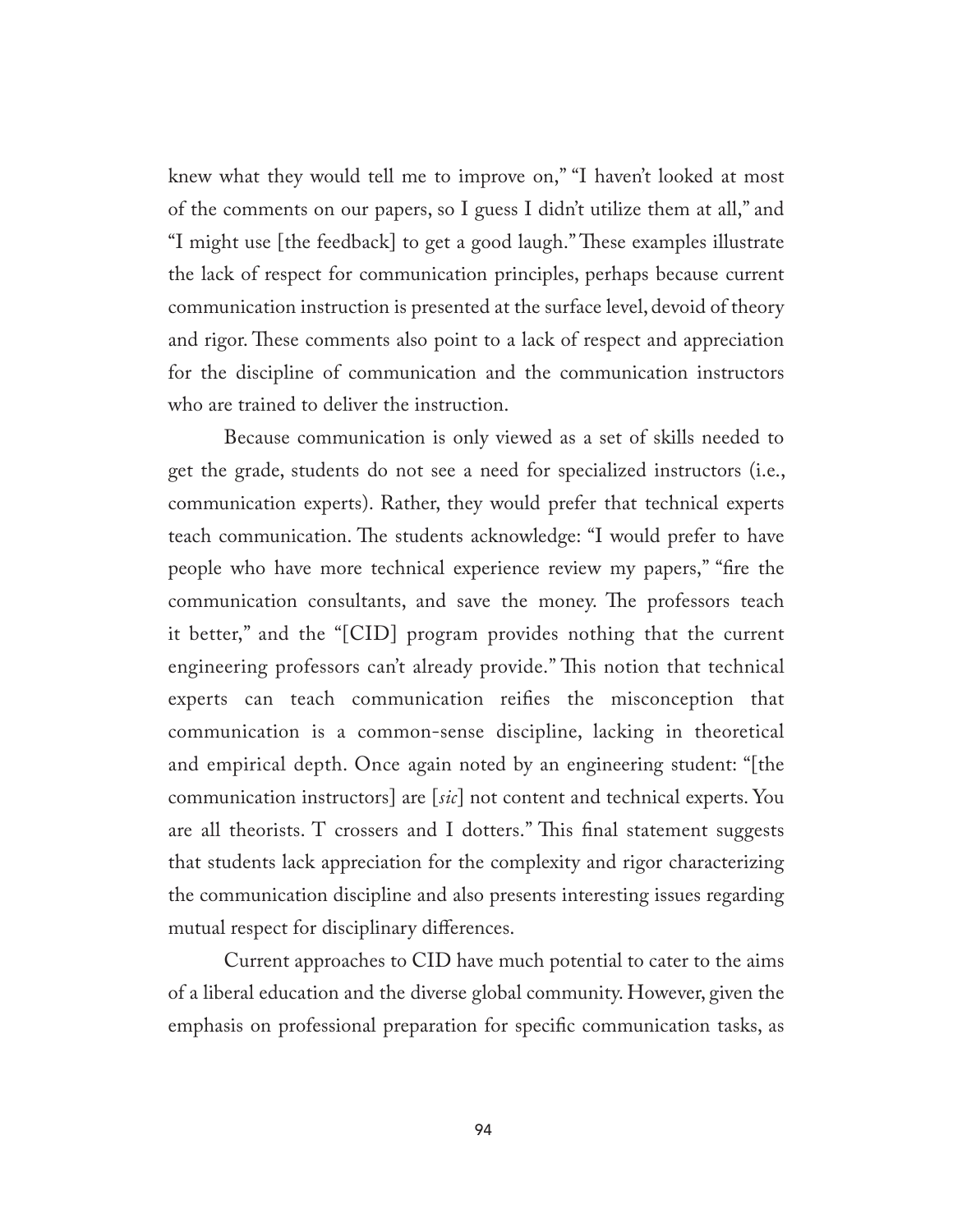knew what they would tell me to improve on," "I haven't looked at most of the comments on our papers, so I guess I didn't utilize them at all," and "I might use [the feedback] to get a good laugh." These examples illustrate the lack of respect for communication principles, perhaps because current communication instruction is presented at the surface level, devoid of theory and rigor. These comments also point to a lack of respect and appreciation for the discipline of communication and the communication instructors who are trained to deliver the instruction.

Because communication is only viewed as a set of skills needed to get the grade, students do not see a need for specialized instructors (i.e., communication experts). Rather, they would prefer that technical experts teach communication. The students acknowledge: "I would prefer to have people who have more technical experience review my papers," "fire the communication consultants, and save the money. The professors teach it better," and the "[CID] program provides nothing that the current engineering professors can't already provide." This notion that technical experts can teach communication reifies the misconception that communication is a common-sense discipline, lacking in theoretical and empirical depth. Once again noted by an engineering student: "[the communication instructors] are [*sic*] not content and technical experts. You are all theorists. T crossers and I dotters." This final statement suggests that students lack appreciation for the complexity and rigor characterizing the communication discipline and also presents interesting issues regarding mutual respect for disciplinary differences.

Current approaches to CID have much potential to cater to the aims of a liberal education and the diverse global community. However, given the emphasis on professional preparation for specific communication tasks, as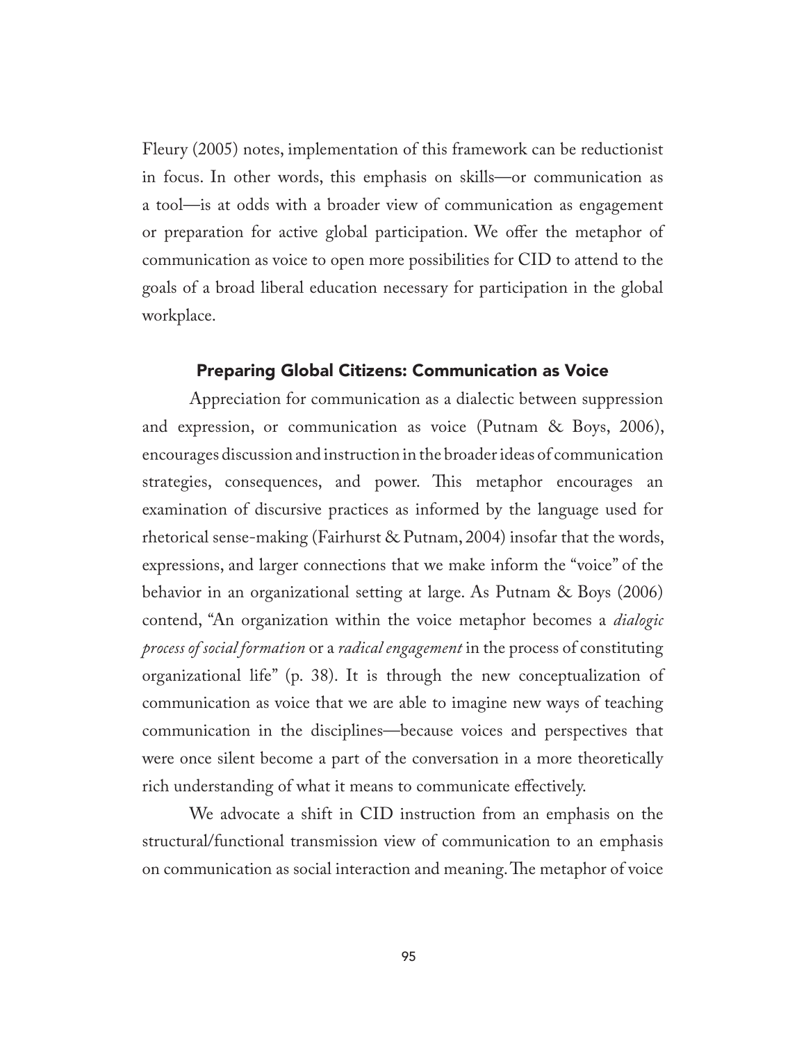Fleury (2005) notes, implementation of this framework can be reductionist in focus. In other words, this emphasis on skills—or communication as a tool—is at odds with a broader view of communication as engagement or preparation for active global participation. We offer the metaphor of communication as voice to open more possibilities for CID to attend to the goals of a broad liberal education necessary for participation in the global workplace.

## Preparing Global Citizens: Communication as Voice

Appreciation for communication as a dialectic between suppression and expression, or communication as voice (Putnam & Boys, 2006), encourages discussion and instruction in the broader ideas of communication strategies, consequences, and power. This metaphor encourages an examination of discursive practices as informed by the language used for rhetorical sense-making (Fairhurst & Putnam, 2004) insofar that the words, expressions, and larger connections that we make inform the "voice" of the behavior in an organizational setting at large. As Putnam & Boys (2006) contend, "An organization within the voice metaphor becomes a *dialogic process of social formation* or a *radical engagement* in the process of constituting organizational life" (p. 38). It is through the new conceptualization of communication as voice that we are able to imagine new ways of teaching communication in the disciplines—because voices and perspectives that were once silent become a part of the conversation in a more theoretically rich understanding of what it means to communicate effectively.

We advocate a shift in CID instruction from an emphasis on the structural/functional transmission view of communication to an emphasis on communication as social interaction and meaning. The metaphor of voice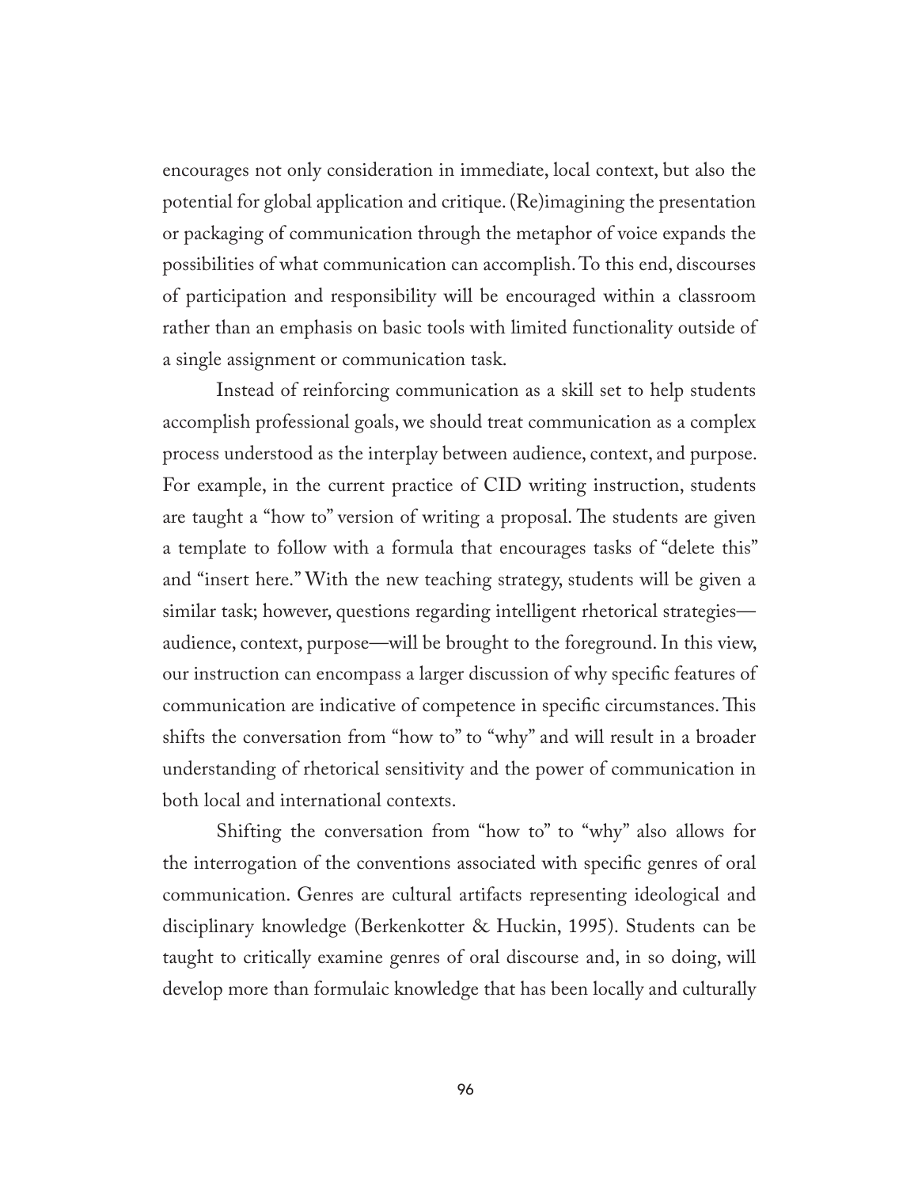encourages not only consideration in immediate, local context, but also the potential for global application and critique. (Re)imagining the presentation or packaging of communication through the metaphor of voice expands the possibilities of what communication can accomplish. To this end, discourses of participation and responsibility will be encouraged within a classroom rather than an emphasis on basic tools with limited functionality outside of a single assignment or communication task.

Instead of reinforcing communication as a skill set to help students accomplish professional goals, we should treat communication as a complex process understood as the interplay between audience, context, and purpose. For example, in the current practice of CID writing instruction, students are taught a "how to" version of writing a proposal. The students are given a template to follow with a formula that encourages tasks of "delete this" and "insert here." With the new teaching strategy, students will be given a similar task; however, questions regarding intelligent rhetorical strategies—audience, context, purpose—will be brought to the foreground. In this view, our instruction can encompass a larger discussion of why specific features of communication are indicative of competence in specific circumstances. This shifts the conversation from "how to" to "why" and will result in a broader understanding of rhetorical sensitivity and the power of communication in both local and international contexts.

Shifting the conversation from "how to" to "why" also allows for the interrogation of the conventions associated with specific genres of oral communication. Genres are cultural artifacts representing ideological and disciplinary knowledge (Berkenkotter & Huckin, 1995). Students can be taught to critically examine genres of oral discourse and, in so doing, will develop more than formulaic knowledge that has been locally and culturally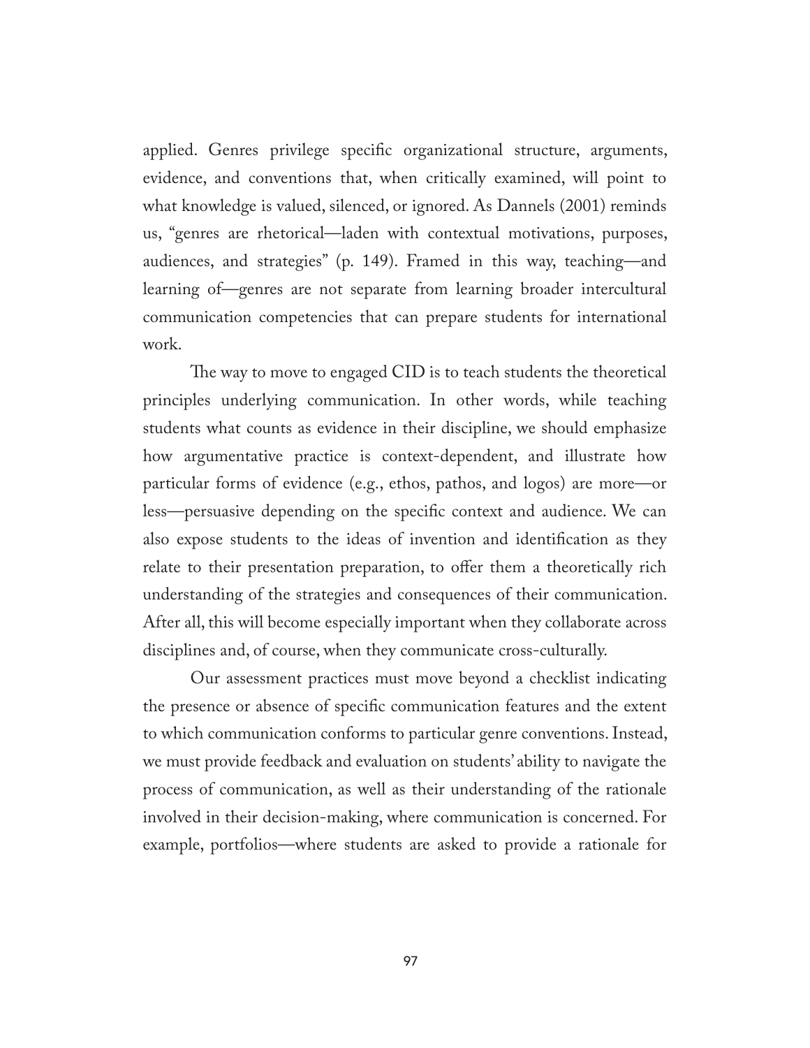applied. Genres privilege specific organizational structure, arguments, evidence, and conventions that, when critically examined, will point to what knowledge is valued, silenced, or ignored. As Dannels (2001) reminds us, "genres are rhetorical—laden with contextual motivations, purposes, audiences, and strategies" (p. 149). Framed in this way, teaching—and learning of—genres are not separate from learning broader intercultural communication competencies that can prepare students for international work.

The way to move to engaged CID is to teach students the theoretical principles underlying communication. In other words, while teaching students what counts as evidence in their discipline, we should emphasize how argumentative practice is context-dependent, and illustrate how particular forms of evidence (e.g., ethos, pathos, and logos) are more—or less—persuasive depending on the specific context and audience. We can also expose students to the ideas of invention and identification as they relate to their presentation preparation, to offer them a theoretically rich understanding of the strategies and consequences of their communication. After all, this will become especially important when they collaborate across disciplines and, of course, when they communicate cross-culturally.

Our assessment practices must move beyond a checklist indicating the presence or absence of specific communication features and the extent to which communication conforms to particular genre conventions. Instead, we must provide feedback and evaluation on students' ability to navigate the process of communication, as well as their understanding of the rationale involved in their decision-making, where communication is concerned. For example, portfolios—where students are asked to provide a rationale for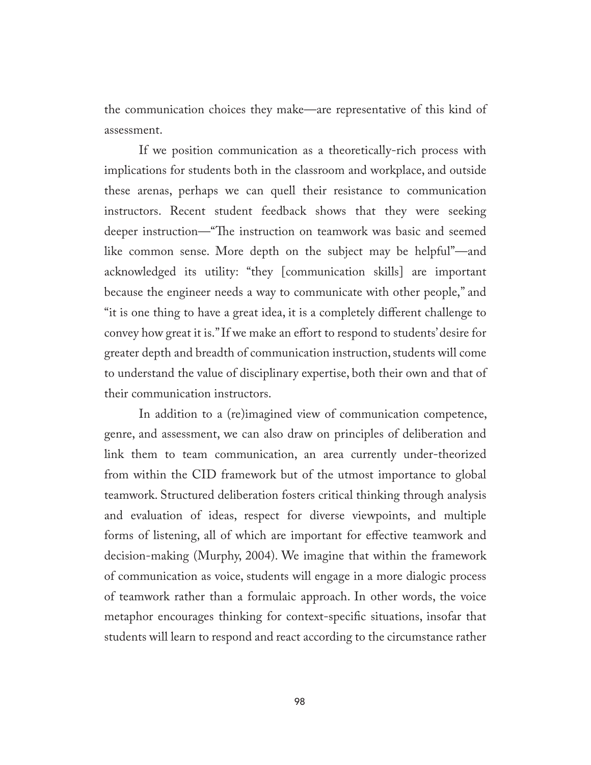the communication choices they make—are representative of this kind of assessment.

If we position communication as a theoretically-rich process with implications for students both in the classroom and workplace, and outside these arenas, perhaps we can quell their resistance to communication instructors. Recent student feedback shows that they were seeking deeper instruction—"The instruction on teamwork was basic and seemed like common sense. More depth on the subject may be helpful"—and acknowledged its utility: "they [communication skills] are important because the engineer needs a way to communicate with other people," and "it is one thing to have a great idea, it is a completely different challenge to convey how great it is." If we make an effort to respond to students' desire for greater depth and breadth of communication instruction, students will come to understand the value of disciplinary expertise, both their own and that of their communication instructors.

In addition to a (re)imagined view of communication competence, genre, and assessment, we can also draw on principles of deliberation and link them to team communication, an area currently under-theorized from within the CID framework but of the utmost importance to global teamwork. Structured deliberation fosters critical thinking through analysis and evaluation of ideas, respect for diverse viewpoints, and multiple forms of listening, all of which are important for effective teamwork and decision-making (Murphy, 2004). We imagine that within the framework of communication as voice, students will engage in a more dialogic process of teamwork rather than a formulaic approach. In other words, the voice metaphor encourages thinking for context-specific situations, insofar that students will learn to respond and react according to the circumstance rather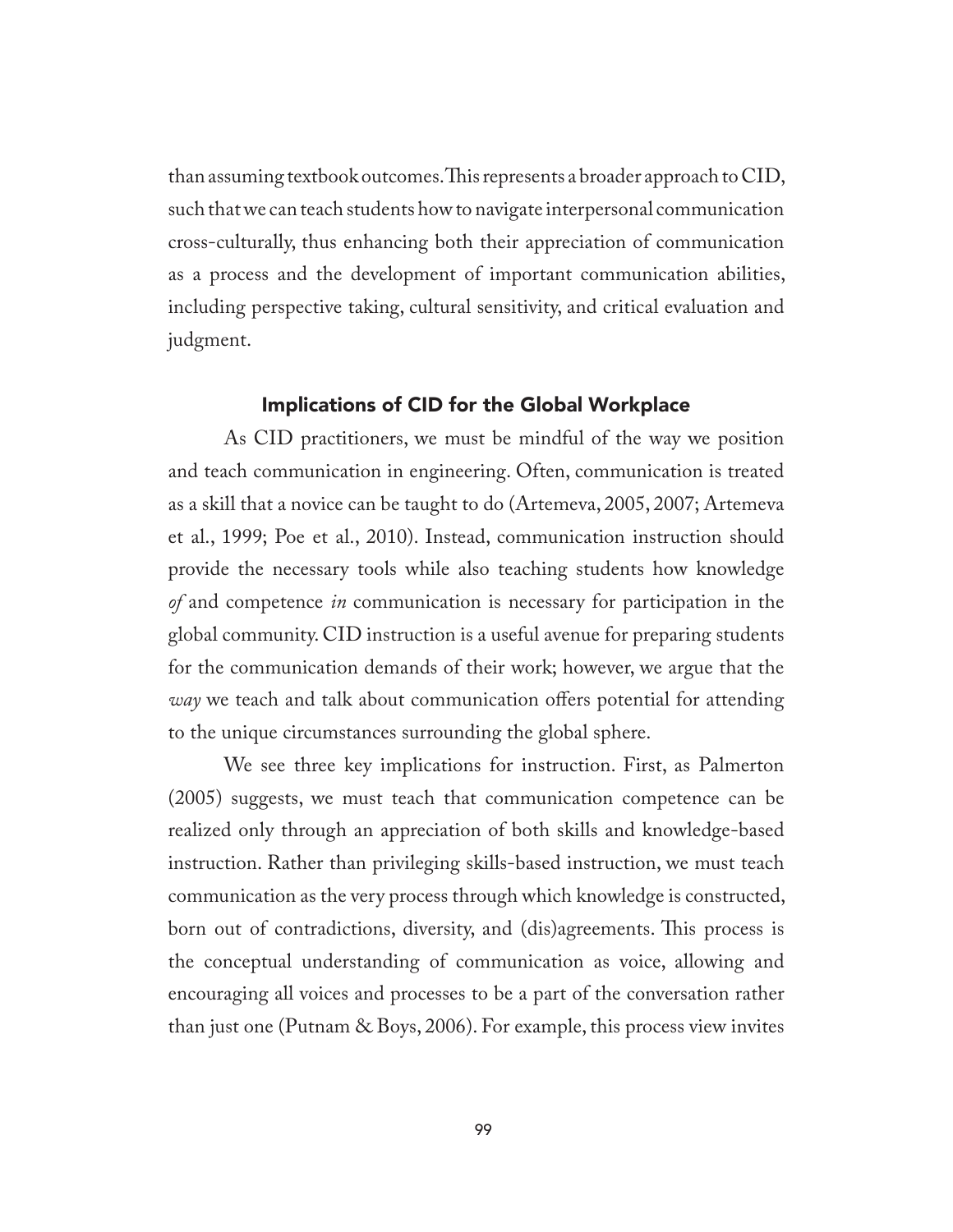than assuming textbook outcomes. This represents a broader approach to CID, such that we can teach students how to navigate interpersonal communication cross-culturally, thus enhancing both their appreciation of communication as a process and the development of important communication abilities, including perspective taking, cultural sensitivity, and critical evaluation and judgment.

## Implications of CID for the Global Workplace

As CID practitioners, we must be mindful of the way we position and teach communication in engineering. Often, communication is treated as a skill that a novice can be taught to do (Artemeva, 2005, 2007; Artemeva et al., 1999; Poe et al., 2010). Instead, communication instruction should provide the necessary tools while also teaching students how knowledge *of* and competence *in* communication is necessary for participation in the global community. CID instruction is a useful avenue for preparing students for the communication demands of their work; however, we argue that the *way* we teach and talk about communication offers potential for attending to the unique circumstances surrounding the global sphere.

We see three key implications for instruction. First, as Palmerton (2005) suggests, we must teach that communication competence can be realized only through an appreciation of both skills and knowledge-based instruction. Rather than privileging skills-based instruction, we must teach communication as the very process through which knowledge is constructed, born out of contradictions, diversity, and (dis)agreements. This process is the conceptual understanding of communication as voice, allowing and encouraging all voices and processes to be a part of the conversation rather than just one (Putnam & Boys, 2006). For example, this process view invites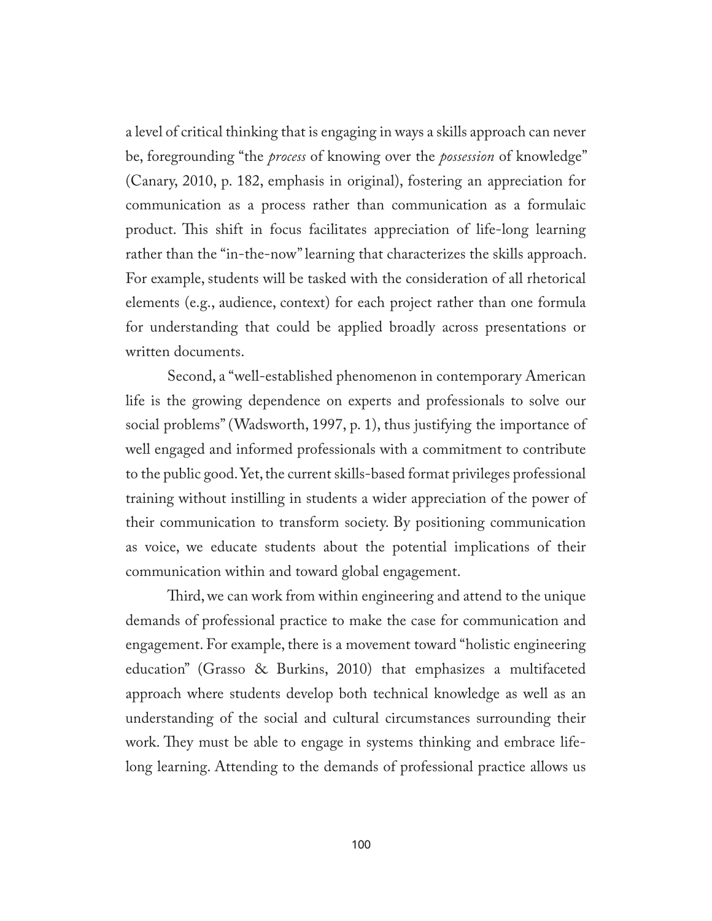a level of critical thinking that is engaging in ways a skills approach can never be, foregrounding "the *process* of knowing over the *possession* of knowledge" (Canary, 2010, p. 182, emphasis in original), fostering an appreciation for communication as a process rather than communication as a formulaic product. This shift in focus facilitates appreciation of life-long learning rather than the "in-the-now" learning that characterizes the skills approach. For example, students will be tasked with the consideration of all rhetorical elements (e.g., audience, context) for each project rather than one formula for understanding that could be applied broadly across presentations or written documents.

Second, a "well-established phenomenon in contemporary American life is the growing dependence on experts and professionals to solve our social problems" (Wadsworth, 1997, p. 1), thus justifying the importance of well engaged and informed professionals with a commitment to contribute to the public good. Yet, the current skills-based format privileges professional training without instilling in students a wider appreciation of the power of their communication to transform society. By positioning communication as voice, we educate students about the potential implications of their communication within and toward global engagement.

Third, we can work from within engineering and attend to the unique demands of professional practice to make the case for communication and engagement. For example, there is a movement toward "holistic engineering education" (Grasso & Burkins, 2010) that emphasizes a multifaceted approach where students develop both technical knowledge as well as an understanding of the social and cultural circumstances surrounding their work. They must be able to engage in systems thinking and embrace life-long learning. Attending to the demands of professional practice allows us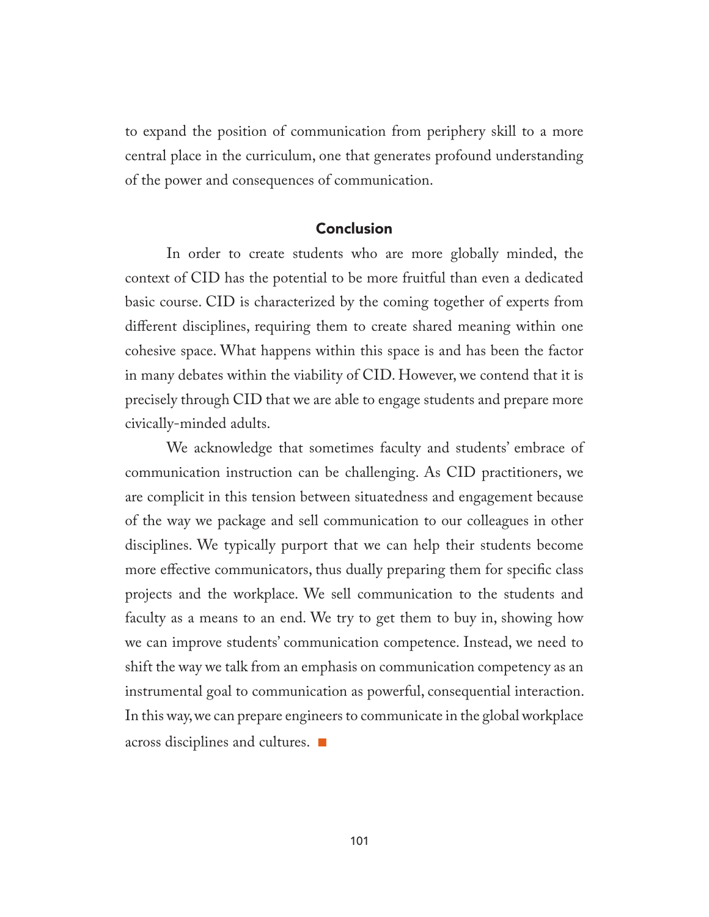to expand the position of communication from periphery skill to a more central place in the curriculum, one that generates profound understanding of the power and consequences of communication.

## Conclusion

In order to create students who are more globally minded, the context of CID has the potential to be more fruitful than even a dedicated basic course. CID is characterized by the coming together of experts from different disciplines, requiring them to create shared meaning within one cohesive space. What happens within this space is and has been the factor in many debates within the viability of CID. However, we contend that it is precisely through CID that we are able to engage students and prepare more civically-minded adults.

We acknowledge that sometimes faculty and students' embrace of communication instruction can be challenging. As CID practitioners, we are complicit in this tension between situatedness and engagement because of the way we package and sell communication to our colleagues in other disciplines. We typically purport that we can help their students become more effective communicators, thus dually preparing them for specific class projects and the workplace. We sell communication to the students and faculty as a means to an end. We try to get them to buy in, showing how we can improve students' communication competence. Instead, we need to shift the way we talk from an emphasis on communication competency as an instrumental goal to communication as powerful, consequential interaction. In this way, we can prepare engineers to communicate in the global workplace across disciplines and cultures. ■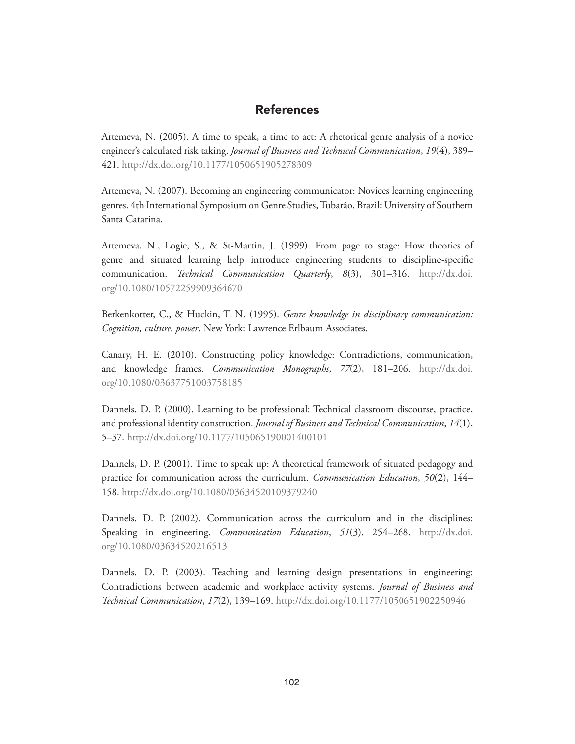## References

Artemeva, N. (2005). A time to speak, a time to act: A rhetorical genre analysis of a novice engineer's calculated risk taking. *Journal of Business and Technical Communication*, *19*(4), 389–421. http://dx.doi.org/10.1177/1050651905278309

Artemeva, N. (2007). Becoming an engineering communicator: Novices learning engineering genres. 4th International Symposium on Genre Studies, Tubarão, Brazil: University of Southern Santa Catarina.

Artemeva, N., Logie, S., & St-Martin, J. (1999). From page to stage: How theories of genre and situated learning help introduce engineering students to discipline-specific communication. *Technical Communication Quarterly*, *8*(3), 301–316. http://dx.doi.org/10.1080/10572259909364670

Berkenkotter, C., & Huckin, T. N. (1995). *Genre knowledge in disciplinary communication: Cognition, culture, power*. New York: Lawrence Erlbaum Associates.

Canary, H. E. (2010). Constructing policy knowledge: Contradictions, communication, and knowledge frames. *Communication Monographs*, *77*(2), 181–206. http://dx.doi.org/10.1080/03637751003758185

Dannels, D. P. (2000). Learning to be professional: Technical classroom discourse, practice, and professional identity construction. *Journal of Business and Technical Communication*, *14*(1), 5–37. http://dx.doi.org/10.1177/105065190001400101

Dannels, D. P. (2001). Time to speak up: A theoretical framework of situated pedagogy and practice for communication across the curriculum. *Communication Education*, *50*(2), 144–158. http://dx.doi.org/10.1080/03634520109379240

Dannels, D. P. (2002). Communication across the curriculum and in the disciplines: Speaking in engineering. *Communication Education*, *51*(3), 254–268. http://dx.doi.org/10.1080/03634520216513

Dannels, D. P. (2003). Teaching and learning design presentations in engineering: Contradictions between academic and workplace activity systems. *Journal of Business and Technical Communication*, *17*(2), 139–169. http://dx.doi.org/10.1177/1050651902250946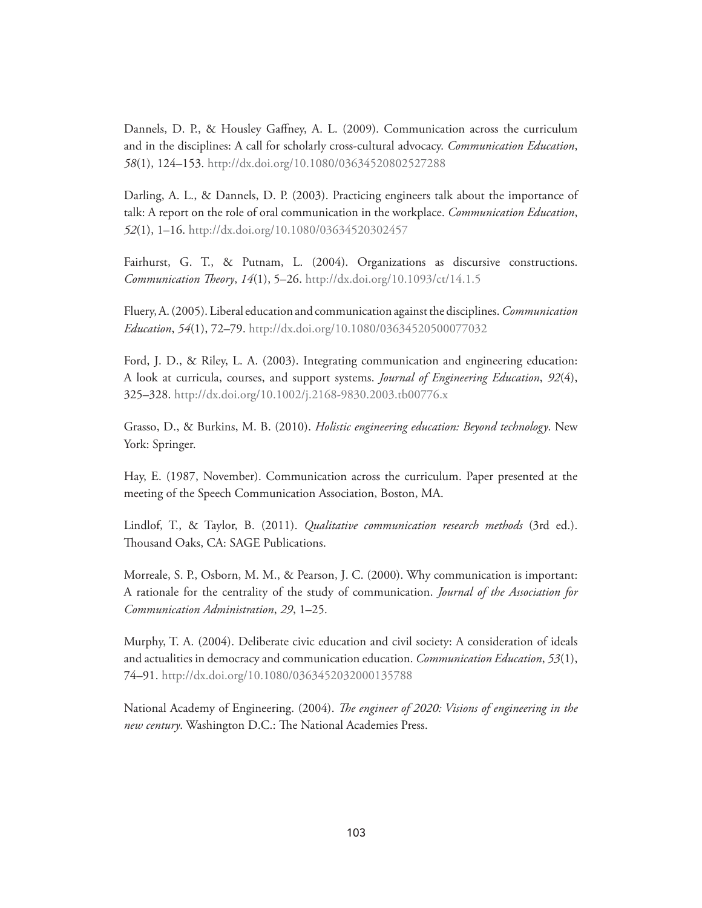Dannels, D. P., & Housley Gaffney, A. L. (2009). Communication across the curriculum and in the disciplines: A call for scholarly cross-cultural advocacy. *Communication Education*, *58*(1), 124–153. http://dx.doi.org/10.1080/03634520802527288

Darling, A. L., & Dannels, D. P. (2003). Practicing engineers talk about the importance of talk: A report on the role of oral communication in the workplace. *Communication Education*, *52*(1), 1–16. http://dx.doi.org/10.1080/03634520302457

Fairhurst, G. T., & Putnam, L. (2004). Organizations as discursive constructions. *Communication Theory*, *14*(1), 5–26. http://dx.doi.org/10.1093/ct/14.1.5

Fluery, A. (2005). Liberal education and communication against the disciplines. *Communication Education*, *54*(1), 72–79. http://dx.doi.org/10.1080/03634520500077032

Ford, J. D., & Riley, L. A. (2003). Integrating communication and engineering education: A look at curricula, courses, and support systems. *Journal of Engineering Education*, *92*(4), 325–328. http://dx.doi.org/10.1002/j.2168-9830.2003.tb00776.x

Grasso, D., & Burkins, M. B. (2010). *Holistic engineering education: Beyond technology*. New York: Springer.

Hay, E. (1987, November). Communication across the curriculum. Paper presented at the meeting of the Speech Communication Association, Boston, MA.

Lindlof, T., & Taylor, B. (2011). *Qualitative communication research methods* (3rd ed.). Thousand Oaks, CA: SAGE Publications.

Morreale, S. P., Osborn, M. M., & Pearson, J. C. (2000). Why communication is important: A rationale for the centrality of the study of communication. *Journal of the Association for Communication Administration*, *29*, 1–25.

Murphy, T. A. (2004). Deliberate civic education and civil society: A consideration of ideals and actualities in democracy and communication education. *Communication Education*, *53*(1), 74–91. http://dx.doi.org/10.1080/0363452032000135788

National Academy of Engineering. (2004). *The engineer of 2020: Visions of engineering in the new century*. Washington D.C.: The National Academies Press.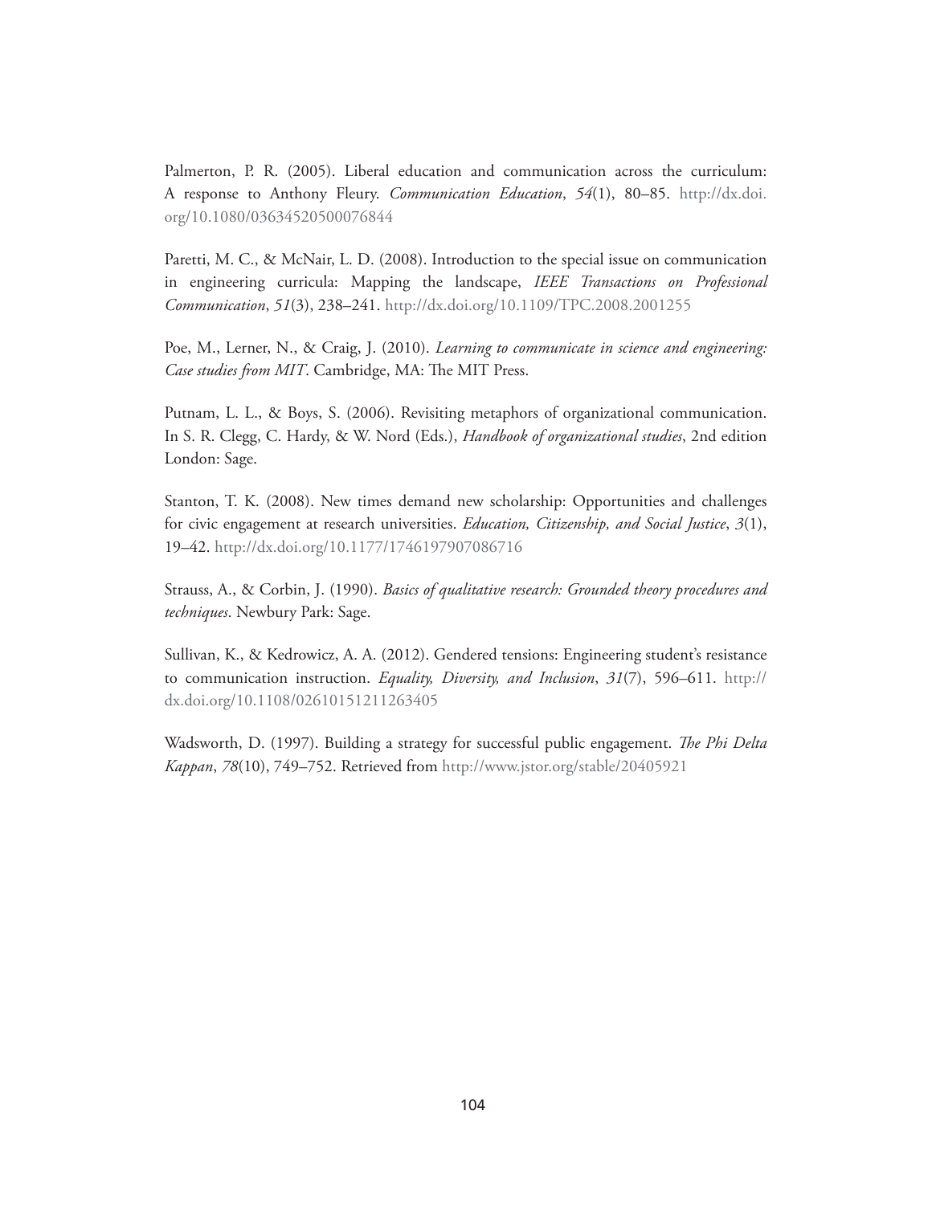Palmerton, P. R. (2005). Liberal education and communication across the curriculum: A response to Anthony Fleury. *Communication Education*, *54*(1), 80–85. http://dx.doi.org/10.1080/03634520500076844

Paretti, M. C., & McNair, L. D. (2008). Introduction to the special issue on communication in engineering curricula: Mapping the landscape, *IEEE Transactions on Professional Communication*, *51*(3), 238–241. http://dx.doi.org/10.1109/TPC.2008.2001255

Poe, M., Lerner, N., & Craig, J. (2010). *Learning to communicate in science and engineering: Case studies from MIT*. Cambridge, MA: The MIT Press.

Putnam, L. L., & Boys, S. (2006). Revisiting metaphors of organizational communication. In S. R. Clegg, C. Hardy, & W. Nord (Eds.), *Handbook of organizational studies*, 2nd edition London: Sage.

Stanton, T. K. (2008). New times demand new scholarship: Opportunities and challenges for civic engagement at research universities. *Education, Citizenship, and Social Justice*, *3*(1), 19–42. http://dx.doi.org/10.1177/1746197907086716

Strauss, A., & Corbin, J. (1990). *Basics of qualitative research: Grounded theory procedures and techniques*. Newbury Park: Sage.

Sullivan, K., & Kedrowicz, A. A. (2012). Gendered tensions: Engineering student's resistance to communication instruction. *Equality, Diversity, and Inclusion*, *31*(7), 596–611. http://dx.doi.org/10.1108/02610151211263405

Wadsworth, D. (1997). Building a strategy for successful public engagement. *The Phi Delta Kappan*, *78*(10), 749–752. Retrieved from http://www.jstor.org/stable/20405921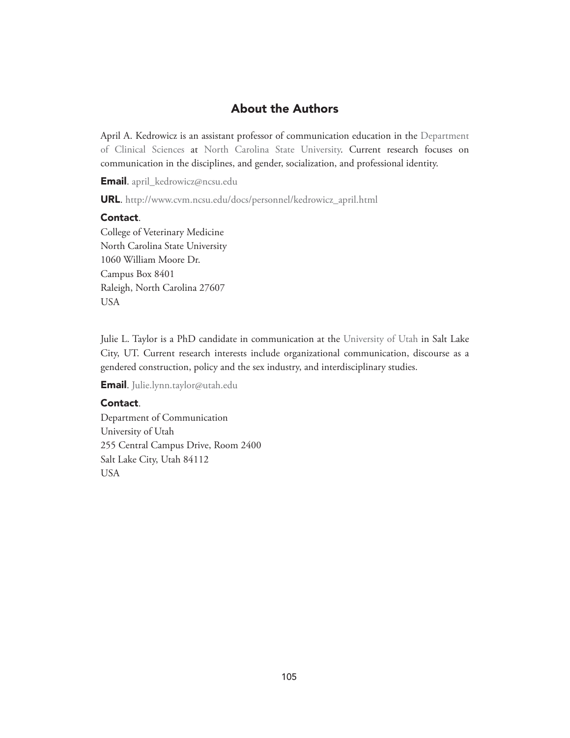## About the Authors

April A. Kedrowicz is an assistant professor of communication education in the Department of Clinical Sciences at North Carolina State University. Current research focuses on communication in the disciplines, and gender, socialization, and professional identity.

**Email**. april_kedrowicz@ncsu.edu

**URL**. http://www.cvm.ncsu.edu/docs/personnel/kedrowicz_april.html

**Contact**.
College of Veterinary Medicine
North Carolina State University
1060 William Moore Dr.
Campus Box 8401
Raleigh, North Carolina 27607
USA

Julie L. Taylor is a PhD candidate in communication at the University of Utah in Salt Lake City, UT. Current research interests include organizational communication, discourse as a gendered construction, policy and the sex industry, and interdisciplinary studies.

**Email**. Julie.lynn.taylor@utah.edu

**Contact**.
Department of Communication
University of Utah
255 Central Campus Drive, Room 2400
Salt Lake City, Utah 84112
USA